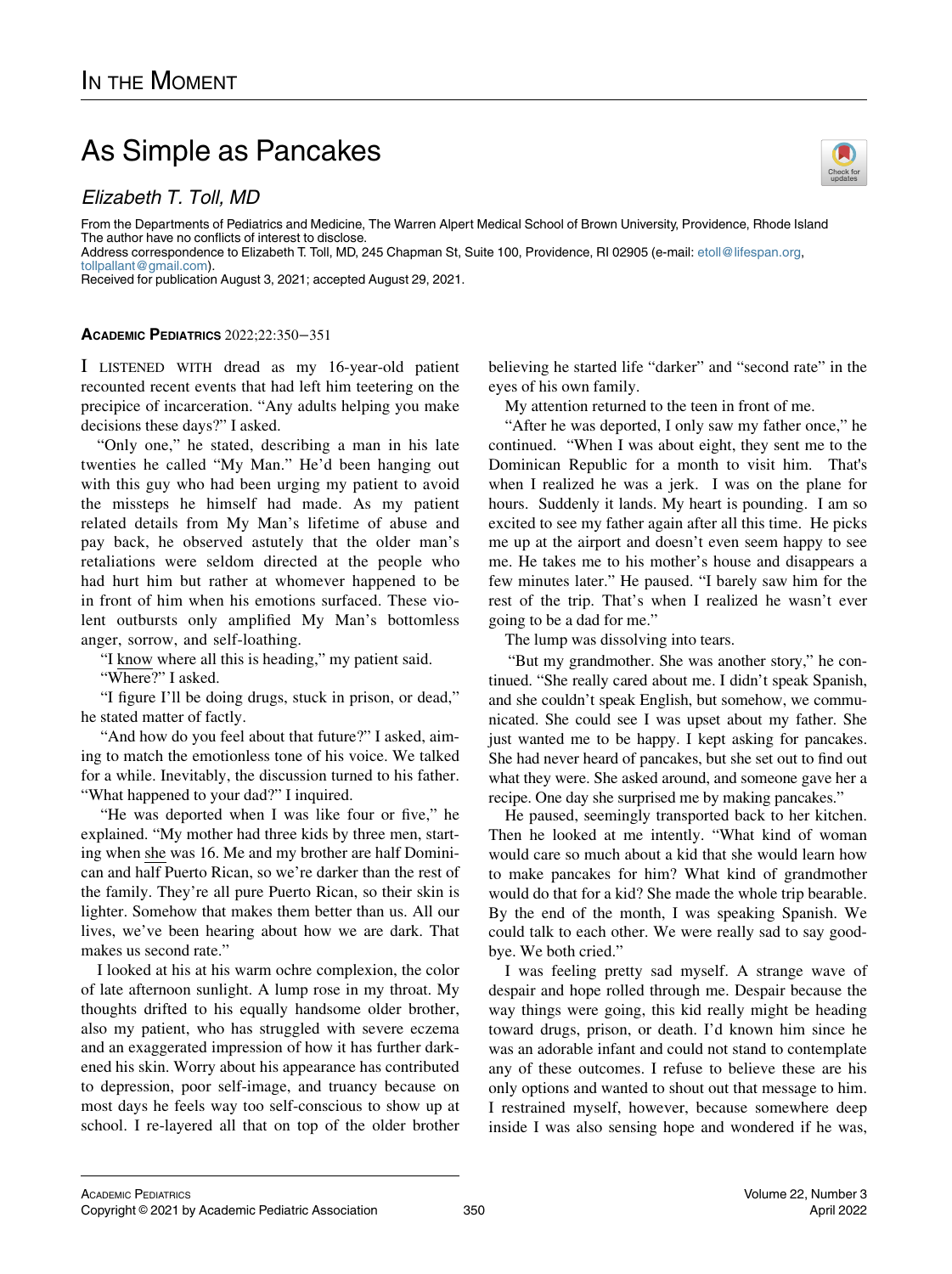# In the Moment

# As Simple as Pancakes

*Elizabeth T. Toll, MD*

From the Departments of Pediatrics and Medicine, The Warren Alpert Medical School of Brown University, Providence, Rhode Island
The author have no conflicts of interest to disclose.
Address correspondence to Elizabeth T. Toll, MD, 245 Chapman St, Suite 100, Providence, RI 02905 (e-mail: etoll@lifespan.org, tollpallant@gmail.com).
Received for publication August 3, 2021; accepted August 29, 2021.

**Academic Pediatrics** 2022;22:350−351

I listened with dread as my 16-year-old patient recounted recent events that had left him teetering on the precipice of incarceration. "Any adults helping you make decisions these days?" I asked.

"Only one," he stated, describing a man in his late twenties he called "My Man." He'd been hanging out with this guy who had been urging my patient to avoid the missteps he himself had made. As my patient related details from My Man's lifetime of abuse and pay back, he observed astutely that the older man's retaliations were seldom directed at the people who had hurt him but rather at whomever happened to be in front of him when his emotions surfaced. These violent outbursts only amplified My Man's bottomless anger, sorrow, and self-loathing.

"I know where all this is heading," my patient said.

"Where?" I asked.

"I figure I'll be doing drugs, stuck in prison, or dead," he stated matter of factly.

"And how do you feel about that future?" I asked, aiming to match the emotionless tone of his voice. We talked for a while. Inevitably, the discussion turned to his father. "What happened to your dad?" I inquired.

"He was deported when I was like four or five," he explained. "My mother had three kids by three men, starting when she was 16. Me and my brother are half Dominican and half Puerto Rican, so we're darker than the rest of the family. They're all pure Puerto Rican, so their skin is lighter. Somehow that makes them better than us. All our lives, we've been hearing about how we are dark. That makes us second rate."

I looked at his at his warm ochre complexion, the color of late afternoon sunlight. A lump rose in my throat. My thoughts drifted to his equally handsome older brother, also my patient, who has struggled with severe eczema and an exaggerated impression of how it has further darkened his skin. Worry about his appearance has contributed to depression, poor self-image, and truancy because on most days he feels way too self-conscious to show up at school. I re-layered all that on top of the older brother believing he started life "darker" and "second rate" in the eyes of his own family.

My attention returned to the teen in front of me.

"After he was deported, I only saw my father once," he continued. "When I was about eight, they sent me to the Dominican Republic for a month to visit him. That's when I realized he was a jerk. I was on the plane for hours. Suddenly it lands. My heart is pounding. I am so excited to see my father again after all this time. He picks me up at the airport and doesn't even seem happy to see me. He takes me to his mother's house and disappears a few minutes later." He paused. "I barely saw him for the rest of the trip. That's when I realized he wasn't ever going to be a dad for me."

The lump was dissolving into tears.

"But my grandmother. She was another story," he continued. "She really cared about me. I didn't speak Spanish, and she couldn't speak English, but somehow, we communicated. She could see I was upset about my father. She just wanted me to be happy. I kept asking for pancakes. She had never heard of pancakes, but she set out to find out what they were. She asked around, and someone gave her a recipe. One day she surprised me by making pancakes."

He paused, seemingly transported back to her kitchen. Then he looked at me intently. "What kind of woman would care so much about a kid that she would learn how to make pancakes for him? What kind of grandmother would do that for a kid? She made the whole trip bearable. By the end of the month, I was speaking Spanish. We could talk to each other. We were really sad to say goodbye. We both cried."

I was feeling pretty sad myself. A strange wave of despair and hope rolled through me. Despair because the way things were going, this kid really might be heading toward drugs, prison, or death. I'd known him since he was an adorable infant and could not stand to contemplate any of these outcomes. I refuse to believe these are his only options and wanted to shout out that message to him. I restrained myself, however, because somewhere deep inside I was also sensing hope and wondered if he was,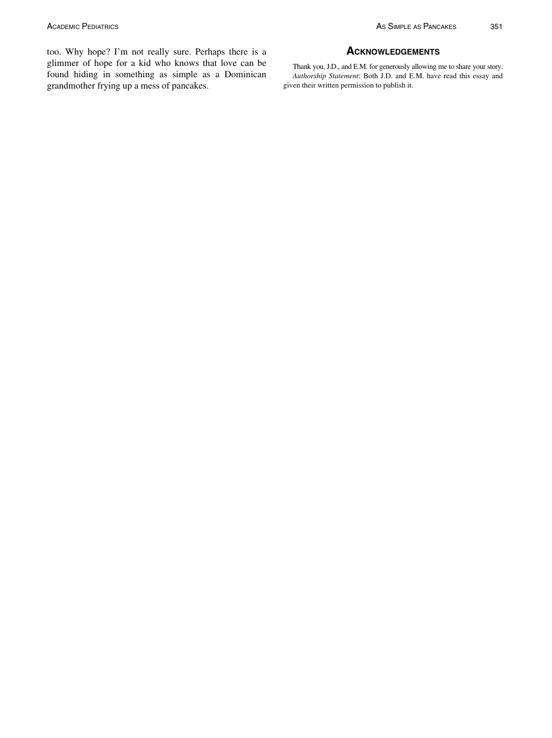too. Why hope? I'm not really sure. Perhaps there is a glimmer of hope for a kid who knows that love can be found hiding in something as simple as a Dominican grandmother frying up a mess of pancakes.

## Acknowledgements

Thank you, J.D., and E.M. for generously allowing me to share your story.

*Authorship Statement*: Both J.D. and E.M. have read this essay and given their written permission to publish it.